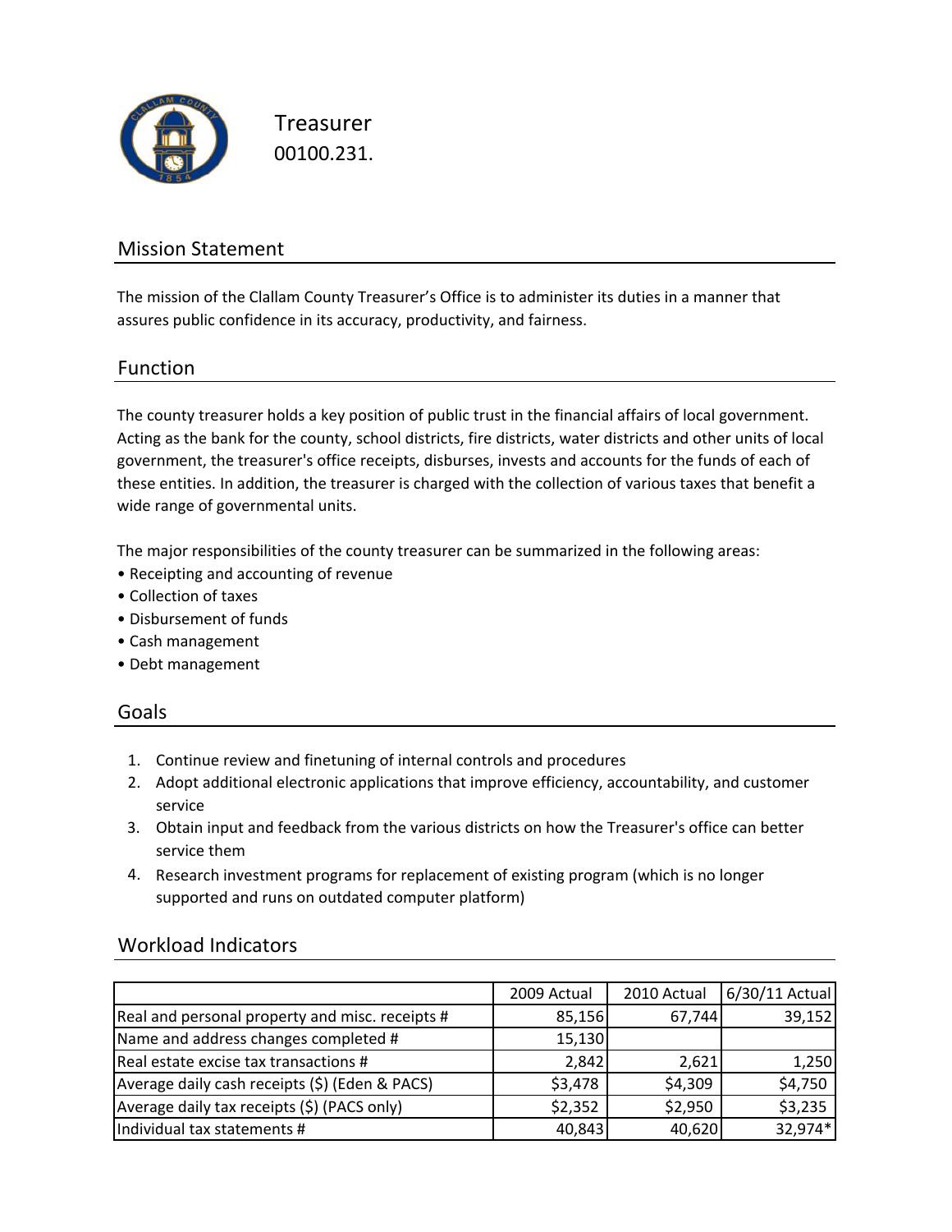# Treasurer

00100.231.

## Mission Statement

The mission of the Clallam County Treasurer's Office is to administer its duties in a manner that assures public confidence in its accuracy, productivity, and fairness.

## Function

The county treasurer holds a key position of public trust in the financial affairs of local government. Acting as the bank for the county, school districts, fire districts, water districts and other units of local government, the treasurer's office receipts, disburses, invests and accounts for the funds of each of these entities. In addition, the treasurer is charged with the collection of various taxes that benefit a wide range of governmental units.

The major responsibilities of the county treasurer can be summarized in the following areas:

- Receipting and accounting of revenue
- Collection of taxes
- Disbursement of funds
- Cash management
- Debt management

## Goals

1. Continue review and finetuning of internal controls and procedures
2. Adopt additional electronic applications that improve efficiency, accountability, and customer service
3. Obtain input and feedback from the various districts on how the Treasurer's office can better service them
4. Research investment programs for replacement of existing program (which is no longer supported and runs on outdated computer platform)

## Workload Indicators

| | 2009 Actual | 2010 Actual | 6/30/11 Actual |
|---|---|---|---|
| Real and personal property and misc. receipts # | 85,156 | 67,744 | 39,152 |
| Name and address changes completed # | 15,130 | | |
| Real estate excise tax transactions # | 2,842 | 2,621 | 1,250 |
| Average daily cash receipts ($) (Eden & PACS) | $3,478 | $4,309 | $4,750 |
| Average daily tax receipts ($) (PACS only) | $2,352 | $2,950 | $3,235 |
| Individual tax statements # | 40,843 | 40,620 | 32,974* |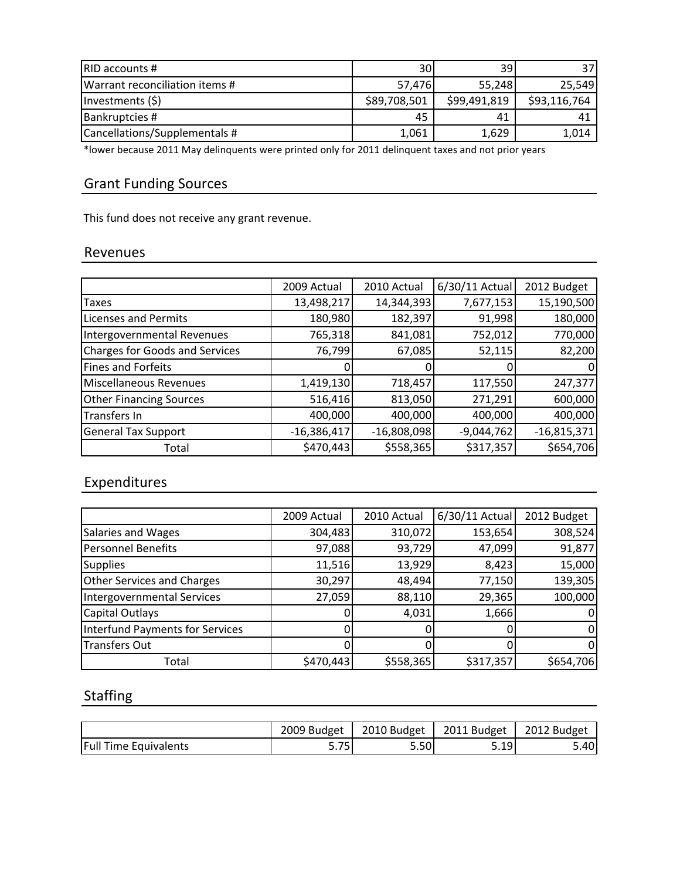| | | | |
|---|---|---|---|
| RID accounts # | 30 | 39 | 37 |
| Warrant reconciliation items # | 57,476 | 55,248 | 25,549 |
| Investments ($) | $89,708,501 | $99,491,819 | $93,116,764 |
| Bankruptcies # | 45 | 41 | 41 |
| Cancellations/Supplementals # | 1,061 | 1,629 | 1,014 |

*lower because 2011 May delinquents were printed only for 2011 delinquent taxes and not prior years

## Grant Funding Sources

This fund does not receive any grant revenue.

## Revenues

| | 2009 Actual | 2010 Actual | 6/30/11 Actual | 2012 Budget |
|---|---|---|---|---|
| Taxes | 13,498,217 | 14,344,393 | 7,677,153 | 15,190,500 |
| Licenses and Permits | 180,980 | 182,397 | 91,998 | 180,000 |
| Intergovernmental Revenues | 765,318 | 841,081 | 752,012 | 770,000 |
| Charges for Goods and Services | 76,799 | 67,085 | 52,115 | 82,200 |
| Fines and Forfeits | 0 | 0 | 0 | 0 |
| Miscellaneous Revenues | 1,419,130 | 718,457 | 117,550 | 247,377 |
| Other Financing Sources | 516,416 | 813,050 | 271,291 | 600,000 |
| Transfers In | 400,000 | 400,000 | 400,000 | 400,000 |
| General Tax Support | -16,386,417 | -16,808,098 | -9,044,762 | -16,815,371 |
| Total | $470,443 | $558,365 | $317,357 | $654,706 |

## Expenditures

| | 2009 Actual | 2010 Actual | 6/30/11 Actual | 2012 Budget |
|---|---|---|---|---|
| Salaries and Wages | 304,483 | 310,072 | 153,654 | 308,524 |
| Personnel Benefits | 97,088 | 93,729 | 47,099 | 91,877 |
| Supplies | 11,516 | 13,929 | 8,423 | 15,000 |
| Other Services and Charges | 30,297 | 48,494 | 77,150 | 139,305 |
| Intergovernmental Services | 27,059 | 88,110 | 29,365 | 100,000 |
| Capital Outlays | 0 | 4,031 | 1,666 | 0 |
| Interfund Payments for Services | 0 | 0 | 0 | 0 |
| Transfers Out | 0 | 0 | 0 | 0 |
| Total | $470,443 | $558,365 | $317,357 | $654,706 |

## Staffing

| | 2009 Budget | 2010 Budget | 2011 Budget | 2012 Budget |
|---|---|---|---|---|
| Full Time Equivalents | 5.75 | 5.50 | 5.19 | 5.40 |